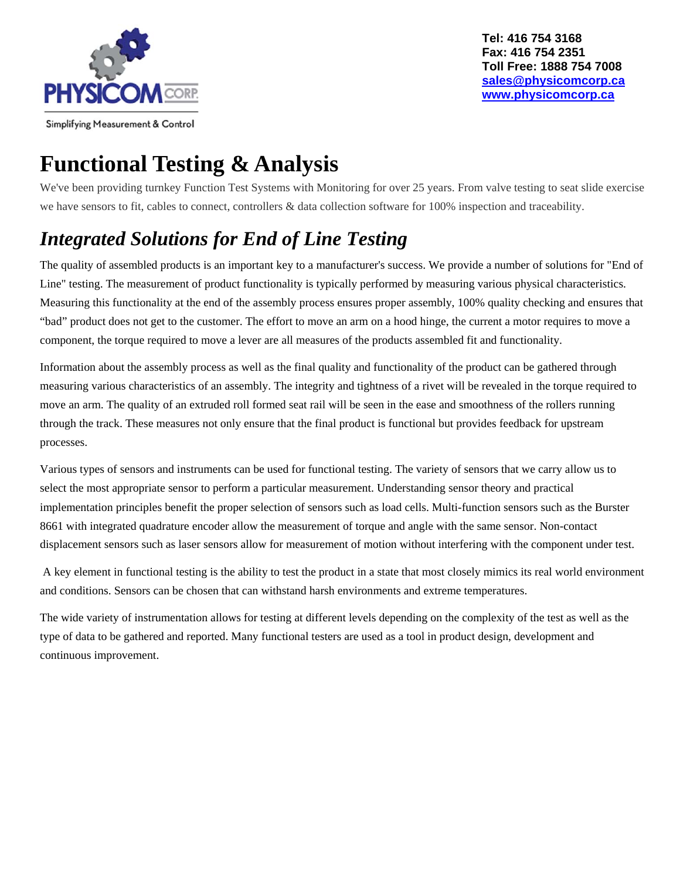PHYSICOM CORP

Simplifying Measurement & Control

**Tel: 416 754 3168**
**Fax: 416 754 2351**
**Toll Free: 1888 754 7008**
**sales@physicomcorp.ca**
**www.physicomcorp.ca**

# Functional Testing & Analysis

We've been providing turnkey Function Test Systems with Monitoring for over 25 years. From valve testing to seat slide exercise we have sensors to fit, cables to connect, controllers & data collection software for 100% inspection and traceability.

## *Integrated Solutions for End of Line Testing*

The quality of assembled products is an important key to a manufacturer's success. We provide a number of solutions for "End of Line" testing. The measurement of product functionality is typically performed by measuring various physical characteristics. Measuring this functionality at the end of the assembly process ensures proper assembly, 100% quality checking and ensures that "bad" product does not get to the customer. The effort to move an arm on a hood hinge, the current a motor requires to move a component, the torque required to move a lever are all measures of the products assembled fit and functionality.

Information about the assembly process as well as the final quality and functionality of the product can be gathered through measuring various characteristics of an assembly. The integrity and tightness of a rivet will be revealed in the torque required to move an arm. The quality of an extruded roll formed seat rail will be seen in the ease and smoothness of the rollers running through the track. These measures not only ensure that the final product is functional but provides feedback for upstream processes.

Various types of sensors and instruments can be used for functional testing. The variety of sensors that we carry allow us to select the most appropriate sensor to perform a particular measurement. Understanding sensor theory and practical implementation principles benefit the proper selection of sensors such as load cells. Multi-function sensors such as the Burster 8661 with integrated quadrature encoder allow the measurement of torque and angle with the same sensor. Non-contact displacement sensors such as laser sensors allow for measurement of motion without interfering with the component under test.

A key element in functional testing is the ability to test the product in a state that most closely mimics its real world environment and conditions. Sensors can be chosen that can withstand harsh environments and extreme temperatures.

The wide variety of instrumentation allows for testing at different levels depending on the complexity of the test as well as the type of data to be gathered and reported. Many functional testers are used as a tool in product design, development and continuous improvement.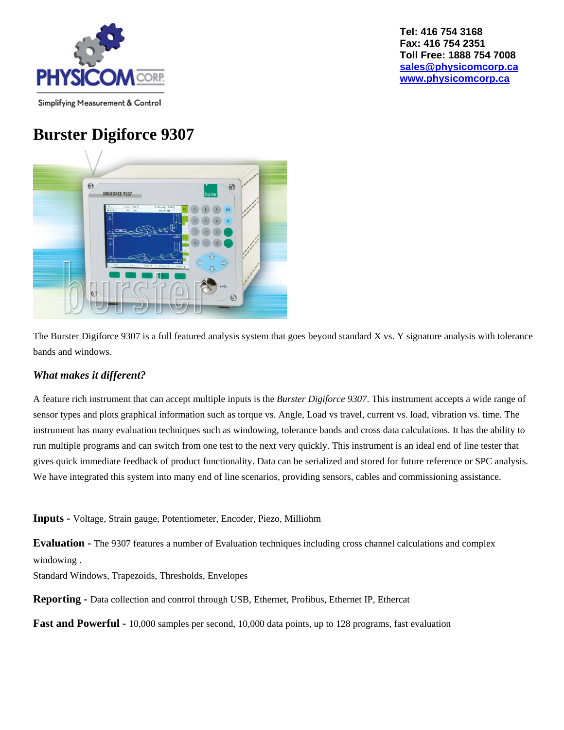Tel: 416 754 3168
Fax: 416 754 2351
Toll Free: 1888 754 7008
sales@physicomcorp.ca
www.physicomcorp.ca

Simplifying Measurement & Control

# Burster Digiforce 9307

The Burster Digiforce 9307 is a full featured analysis system that goes beyond standard X vs. Y signature analysis with tolerance bands and windows.

### *What makes it different?*

A feature rich instrument that can accept multiple inputs is the *Burster Digiforce 9307*. This instrument accepts a wide range of sensor types and plots graphical information such as torque vs. Angle, Load vs travel, current vs. load, vibration vs. time. The instrument has many evaluation techniques such as windowing, tolerance bands and cross data calculations. It has the ability to run multiple programs and can switch from one test to the next very quickly. This instrument is an ideal end of line tester that gives quick immediate feedback of product functionality. Data can be serialized and stored for future reference or SPC analysis. We have integrated this system into many end of line scenarios, providing sensors, cables and commissioning assistance.

---

**Inputs -** Voltage, Strain gauge, Potentiometer, Encoder, Piezo, Milliohm

**Evaluation -** The 9307 features a number of Evaluation techniques including cross channel calculations and complex windowing .
Standard Windows, Trapezoids, Thresholds, Envelopes

**Reporting -** Data collection and control through USB, Ethernet, Profibus, Ethernet IP, Ethercat

**Fast and Powerful -** 10,000 samples per second, 10,000 data points, up to 128 programs, fast evaluation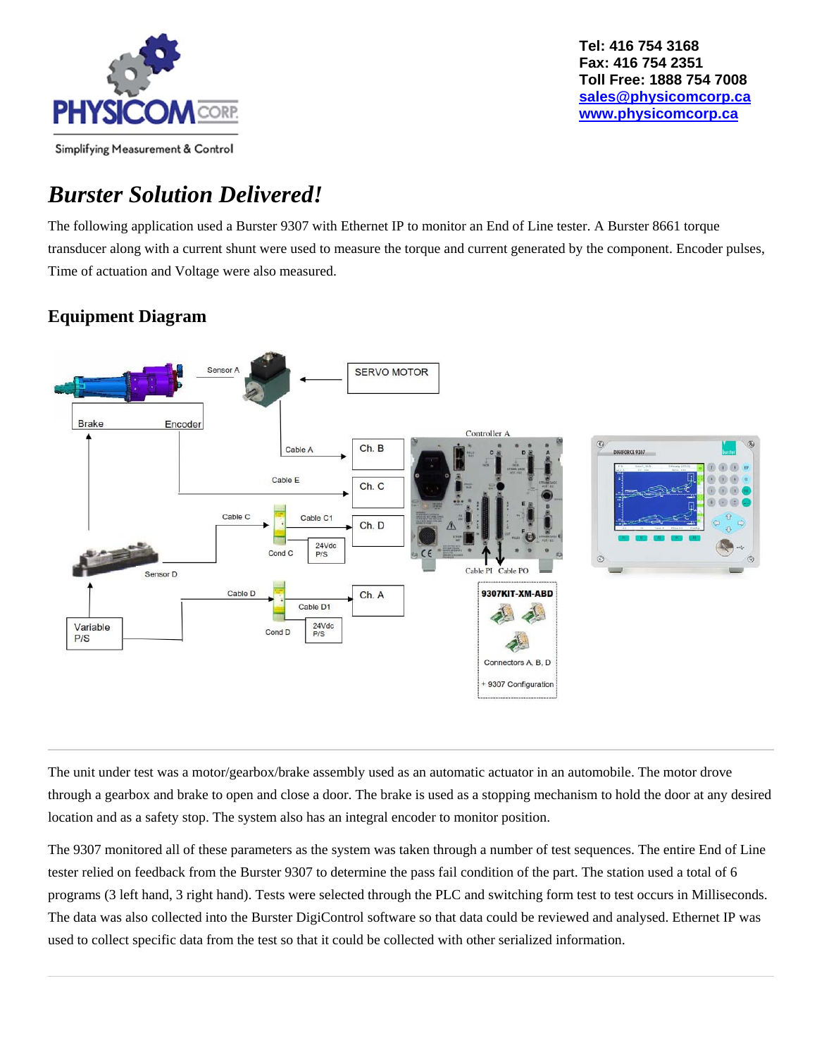Tel: 416 754 3168
Fax: 416 754 2351
Toll Free: 1888 754 7008
sales@physicomcorp.ca
www.physicomcorp.ca

# *Burster Solution Delivered!*

The following application used a Burster 9307 with Ethernet IP to monitor an End of Line tester. A Burster 8661 torque transducer along with a current shunt were used to measure the torque and current generated by the component. Encoder pulses, Time of actuation and Voltage were also measured.

## Equipment Diagram

---

The unit under test was a motor/gearbox/brake assembly used as an automatic actuator in an automobile. The motor drove through a gearbox and brake to open and close a door. The brake is used as a stopping mechanism to hold the door at any desired location and as a safety stop. The system also has an integral encoder to monitor position.

The 9307 monitored all of these parameters as the system was taken through a number of test sequences. The entire End of Line tester relied on feedback from the Burster 9307 to determine the pass fail condition of the part. The station used a total of 6 programs (3 left hand, 3 right hand). Tests were selected through the PLC and switching form test to test occurs in Milliseconds. The data was also collected into the Burster DigiControl software so that data could be reviewed and analysed. Ethernet IP was used to collect specific data from the test so that it could be collected with other serialized information.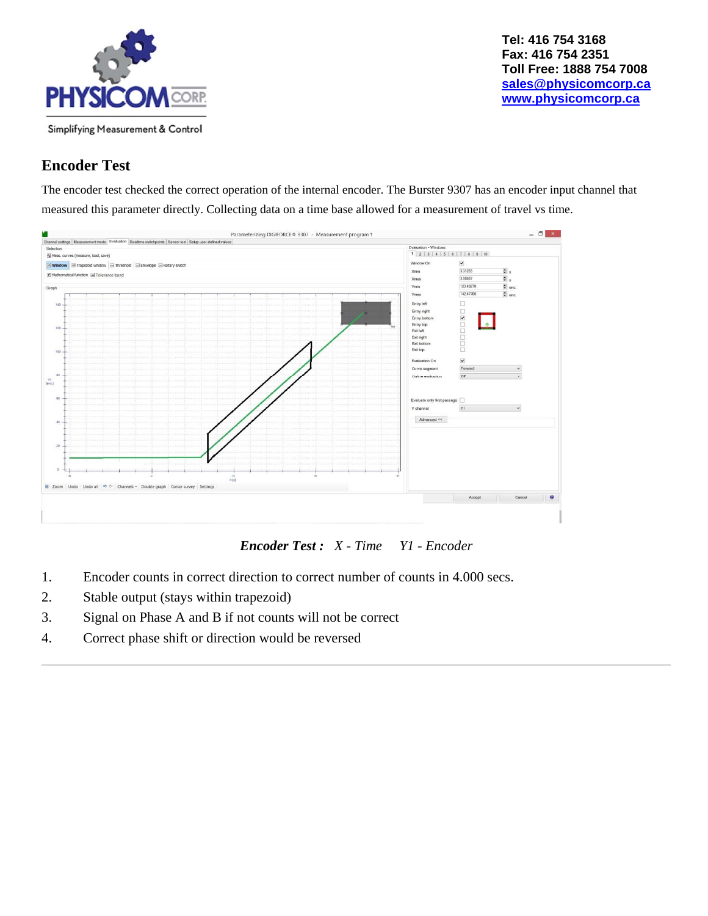## Encoder Test

The encoder test checked the correct operation of the internal encoder. The Burster 9307 has an encoder input channel that measured this parameter directly. Collecting data on a time base allowed for a measurement of travel vs time.

***Encoder Test :*** *X - Time Y1 - Encoder*

1. Encoder counts in correct direction to correct number of counts in 4.000 secs.
2. Stable output (stays within trapezoid)
3. Signal on Phase A and B if not counts will not be correct
4. Correct phase shift or direction would be reversed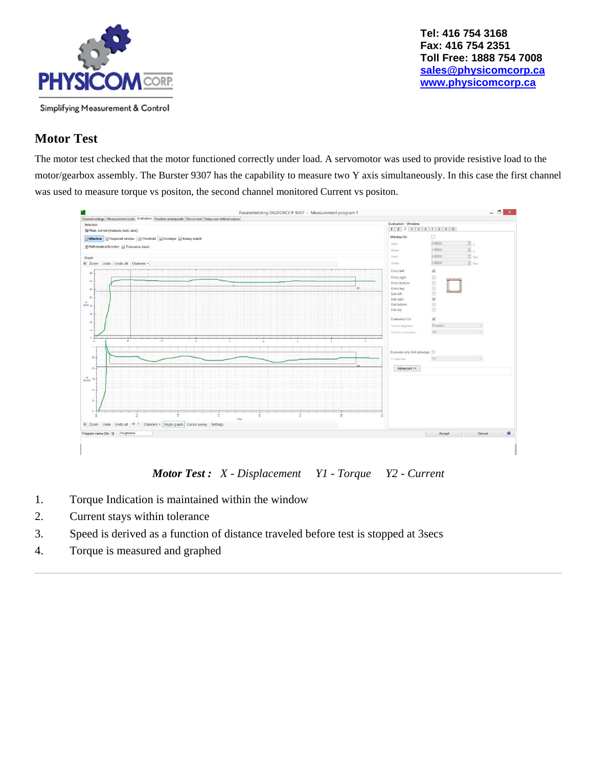## Motor Test

The motor test checked that the motor functioned correctly under load. A servomotor was used to provide resistive load to the motor/gearbox assembly. The Burster 9307 has the capability to measure two Y axis simultaneously. In this case the first channel was used to measure torque vs positon, the second channel monitored Current vs positon.

***Motor Test :*** *X - Displacement Y1 - Torque Y2 - Current*

1. Torque Indication is maintained within the window
2. Current stays within tolerance
3. Speed is derived as a function of distance traveled before test is stopped at 3secs
4. Torque is measured and graphed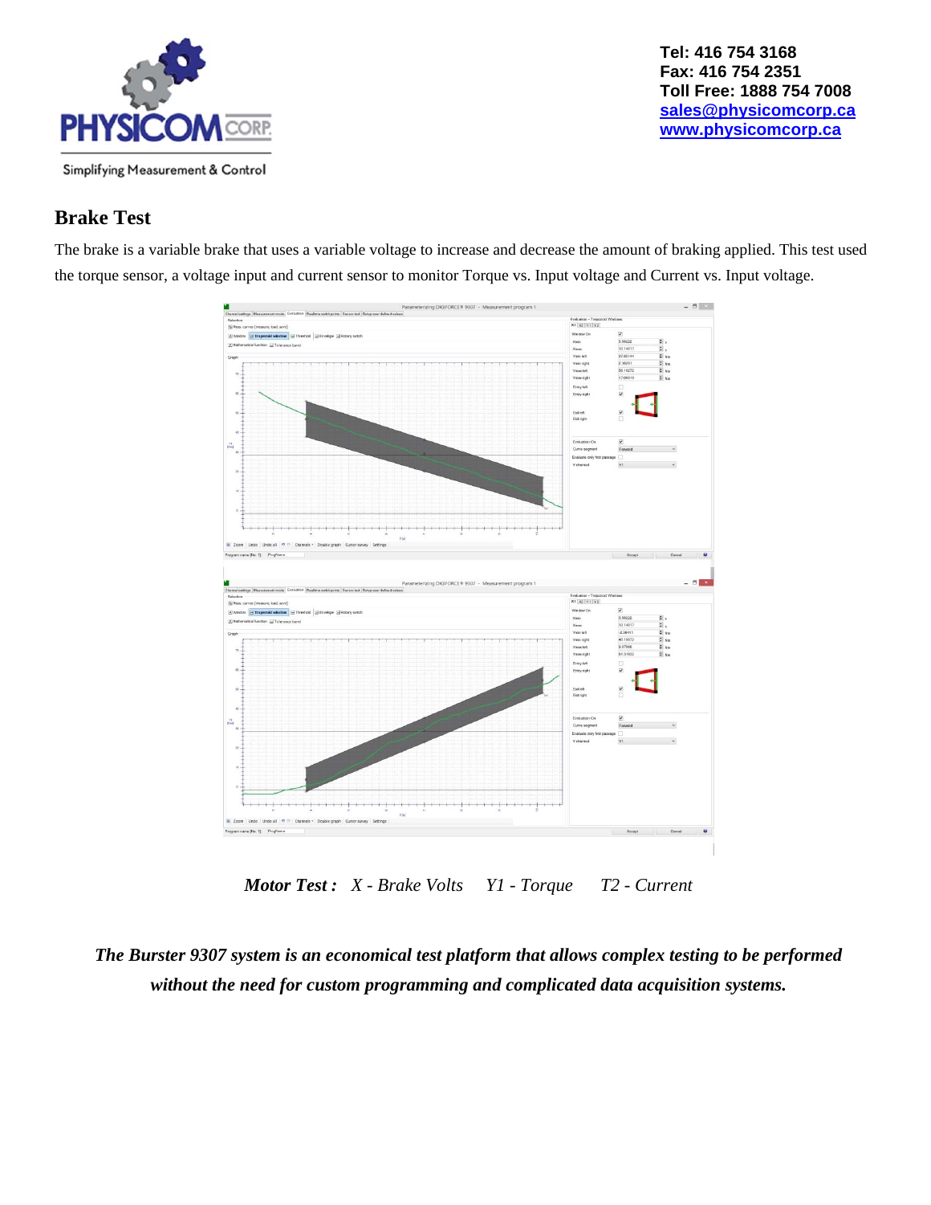PHYSICOM CORP

Simplifying Measurement & Control

Tel: 416 754 3168
Fax: 416 754 2351
Toll Free: 1888 754 7008
sales@physicomcorp.ca
www.physicomcorp.ca

## Brake Test

The brake is a variable brake that uses a variable voltage to increase and decrease the amount of braking applied. This test used the torque sensor, a voltage input and current sensor to monitor Torque vs. Input voltage and Current vs. Input voltage.

***Motor Test :*** *X - Brake Volts* *Y1 - Torque* *T2 - Current*

***The Burster 9307 system is an economical test platform that allows complex testing to be performed without the need for custom programming and complicated data acquisition systems.***